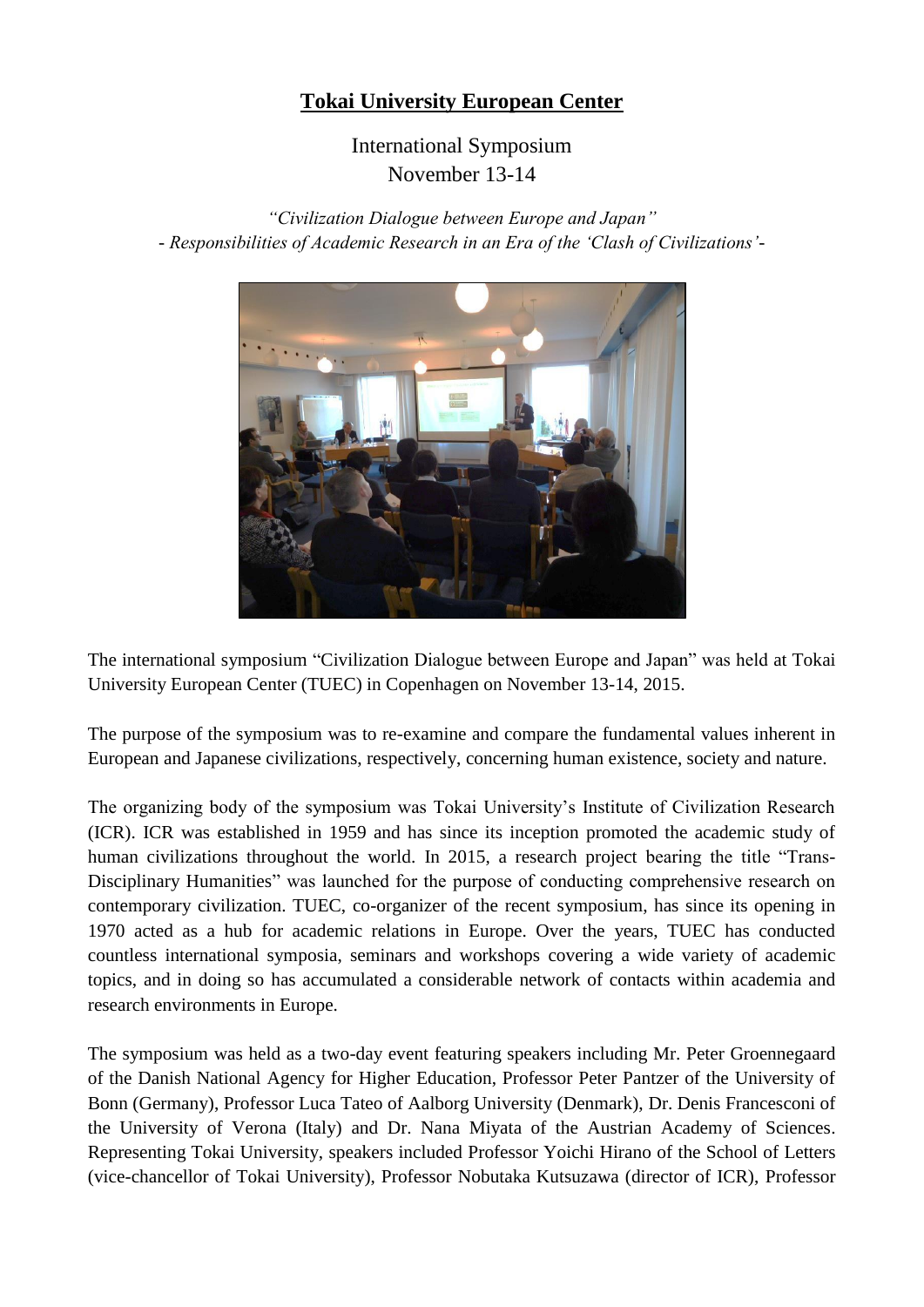# Tokai University European Center

International Symposium
November 13-14

*"Civilization Dialogue between Europe and Japan"*
*- Responsibilities of Academic Research in an Era of the 'Clash of Civilizations'-*

The international symposium "Civilization Dialogue between Europe and Japan" was held at Tokai University European Center (TUEC) in Copenhagen on November 13-14, 2015.

The purpose of the symposium was to re-examine and compare the fundamental values inherent in European and Japanese civilizations, respectively, concerning human existence, society and nature.

The organizing body of the symposium was Tokai University's Institute of Civilization Research (ICR). ICR was established in 1959 and has since its inception promoted the academic study of human civilizations throughout the world. In 2015, a research project bearing the title "Trans-Disciplinary Humanities" was launched for the purpose of conducting comprehensive research on contemporary civilization. TUEC, co-organizer of the recent symposium, has since its opening in 1970 acted as a hub for academic relations in Europe. Over the years, TUEC has conducted countless international symposia, seminars and workshops covering a wide variety of academic topics, and in doing so has accumulated a considerable network of contacts within academia and research environments in Europe.

The symposium was held as a two-day event featuring speakers including Mr. Peter Groennegaard of the Danish National Agency for Higher Education, Professor Peter Pantzer of the University of Bonn (Germany), Professor Luca Tateo of Aalborg University (Denmark), Dr. Denis Francesconi of the University of Verona (Italy) and Dr. Nana Miyata of the Austrian Academy of Sciences. Representing Tokai University, speakers included Professor Yoichi Hirano of the School of Letters (vice-chancellor of Tokai University), Professor Nobutaka Kutsuzawa (director of ICR), Professor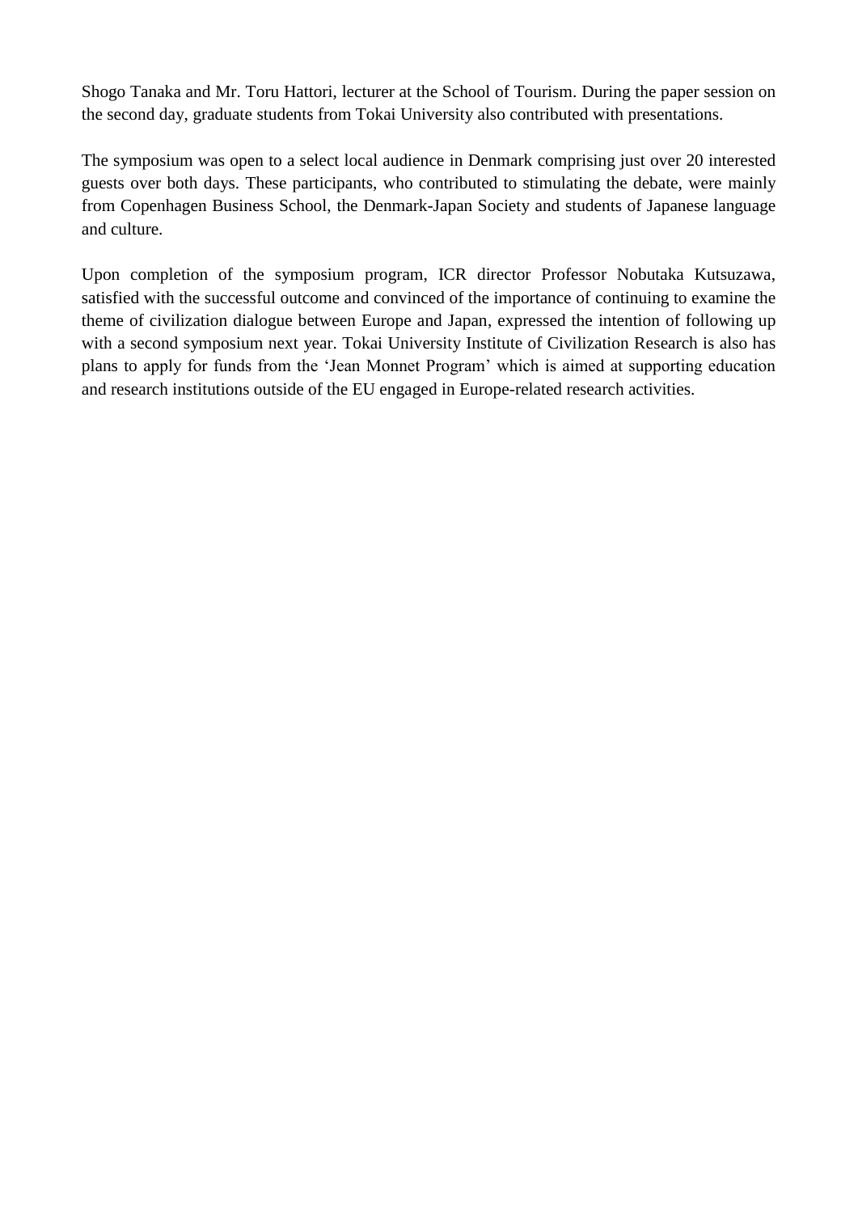Shogo Tanaka and Mr. Toru Hattori, lecturer at the School of Tourism. During the paper session on the second day, graduate students from Tokai University also contributed with presentations.

The symposium was open to a select local audience in Denmark comprising just over 20 interested guests over both days. These participants, who contributed to stimulating the debate, were mainly from Copenhagen Business School, the Denmark-Japan Society and students of Japanese language and culture.

Upon completion of the symposium program, ICR director Professor Nobutaka Kutsuzawa, satisfied with the successful outcome and convinced of the importance of continuing to examine the theme of civilization dialogue between Europe and Japan, expressed the intention of following up with a second symposium next year. Tokai University Institute of Civilization Research is also has plans to apply for funds from the 'Jean Monnet Program' which is aimed at supporting education and research institutions outside of the EU engaged in Europe-related research activities.